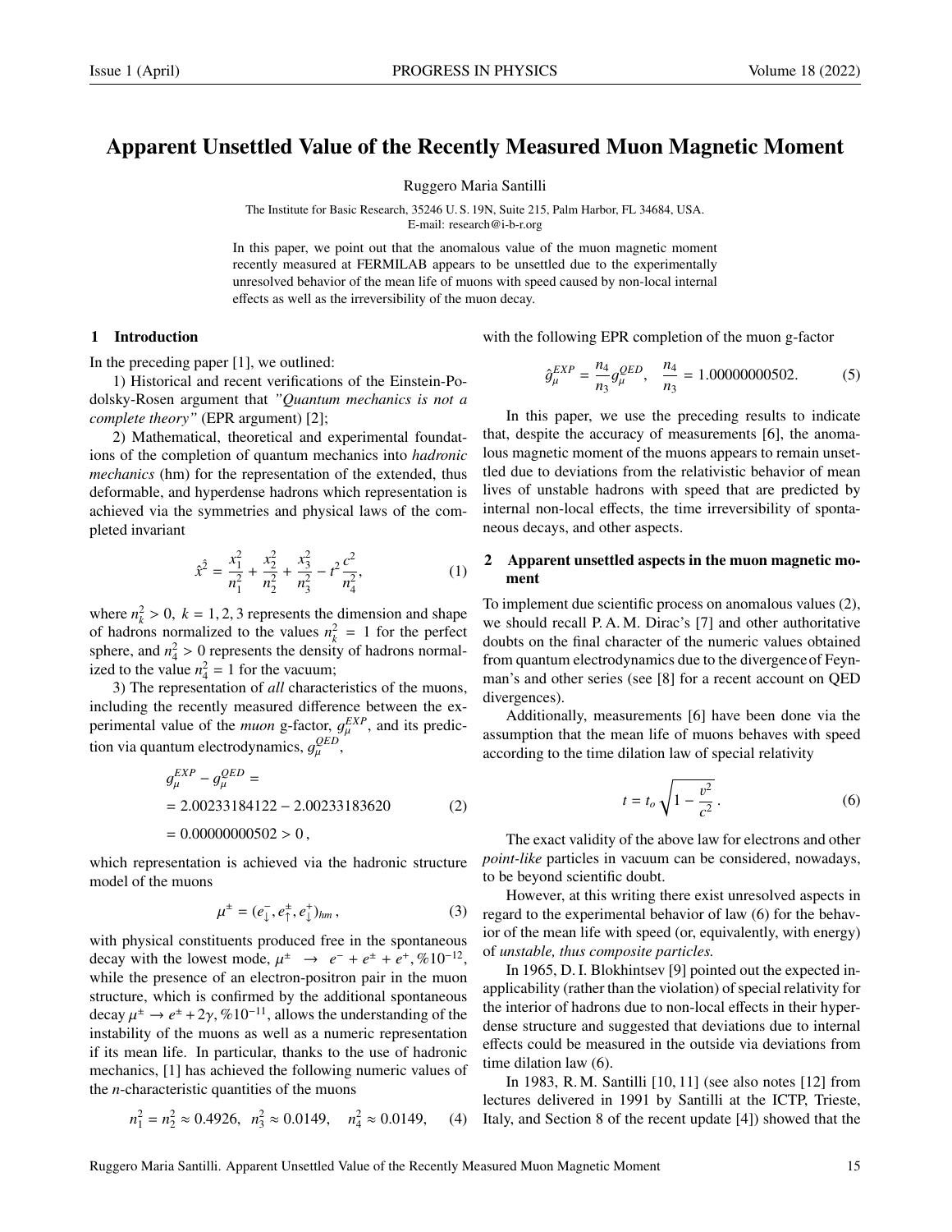// Apparent Unsettled Value of the Recently Measured Muon Magnetic Moment

Ruggero Maria Santilli

The Institute for Basic Research, 35246 U. S. 19N, Suite 215, Palm Harbor, FL 34684, USA.
E-mail: research@i-b-r.org

In this paper, we point out that the anomalous value of the muon magnetic moment recently measured at FERMILAB appears to be unsettled due to the experimentally unresolved behavior of the mean life of muons with speed caused by non-local internal effects as well as the irreversibility of the muon decay.

## 1 Introduction

In the preceding paper [1], we outlined:

1) Historical and recent verifications of the Einstein-Podolsky-Rosen argument that *"Quantum mechanics is not a complete theory"* (EPR argument) [2];

2) Mathematical, theoretical and experimental foundations of the completion of quantum mechanics into *hadronic mechanics* (hm) for the representation of the extended, thus deformable, and hyperdense hadrons which representation is achieved via the symmetries and physical laws of the completed invariant

$$\hat{x}^{\hat{2}} = \frac{x_1^2}{n_1^2} + \frac{x_2^2}{n_2^2} + \frac{x_3^2}{n_3^2} - t^2\frac{c^2}{n_4^2}, \tag{1}$$

where $n_k^2 > 0,\ k = 1, 2, 3$ represents the dimension and shape of hadrons normalized to the values $n_k^2 = 1$ for the perfect sphere, and $n_4^2 > 0$ represents the density of hadrons normalized to the value $n_4^2 = 1$ for the vacuum;

3) The representation of *all* characteristics of the muons, including the recently measured difference between the experimental value of the *muon* g-factor, $g_\mu^{EXP}$, and its prediction via quantum electrodynamics, $g_\mu^{QED}$,

$$\begin{aligned} g_\mu^{EXP} - g_\mu^{QED} &= \\ &= 2.00233184122 - 2.00233183620 \\ &= 0.00000000502 > 0\,, \end{aligned} \tag{2}$$

which representation is achieved via the hadronic structure model of the muons

$$\mu^{\pm} = (e_{\downarrow}^{-}, e_{\uparrow}^{\pm}, e_{\downarrow}^{+})_{hm}\,, \tag{3}$$

with physical constituents produced free in the spontaneous decay with the lowest mode, $\mu^{\pm} \rightarrow e^- + e^{\pm} + e^+, \%10^{-12}$, while the presence of an electron-positron pair in the muon structure, which is confirmed by the additional spontaneous decay $\mu^{\pm} \rightarrow e^{\pm} + 2\gamma, \%10^{-11}$, allows the understanding of the instability of the muons as well as a numeric representation if its mean life. In particular, thanks to the use of hadronic mechanics, [1] has achieved the following numeric values of the *n*-characteristic quantities of the muons

$$n_1^2 = n_2^2 \approx 0.4926, \;\; n_3^2 \approx 0.0149, \quad n_4^2 \approx 0.0149, \tag{4}$$

with the following EPR completion of the muon g-factor

$$\hat{g}_\mu^{EXP} = \frac{n_4}{n_3} g_\mu^{QED}, \quad \frac{n_4}{n_3} = 1.00000000502. \tag{5}$$

In this paper, we use the preceding results to indicate that, despite the accuracy of measurements [6], the anomalous magnetic moment of the muons appears to remain unsettled due to deviations from the relativistic behavior of mean lives of unstable hadrons with speed that are predicted by internal non-local effects, the time irreversibility of spontaneous decays, and other aspects.

## 2 Apparent unsettled aspects in the muon magnetic moment

To implement due scientific process on anomalous values (2), we should recall P. A. M. Dirac's [7] and other authoritative doubts on the final character of the numeric values obtained from quantum electrodynamics due to the divergence of Feynman's and other series (see [8] for a recent account on QED divergences).

Additionally, measurements [6] have been done via the assumption that the mean life of muons behaves with speed according to the time dilation law of special relativity

$$t = t_o\sqrt{1 - \frac{v^2}{c^2}}\,. \tag{6}$$

The exact validity of the above law for electrons and other *point-like* particles in vacuum can be considered, nowadays, to be beyond scientific doubt.

However, at this writing there exist unresolved aspects in regard to the experimental behavior of law (6) for the behavior of the mean life with speed (or, equivalently, with energy) of *unstable, thus composite particles.*

In 1965, D. I. Blokhintsev [9] pointed out the expected inapplicability (rather than the violation) of special relativity for the interior of hadrons due to non-local effects in their hyperdense structure and suggested that deviations due to internal effects could be measured in the outside via deviations from time dilation law (6).

In 1983, R. M. Santilli [10, 11] (see also notes [12] from lectures delivered in 1991 by Santilli at the ICTP, Trieste, Italy, and Section 8 of the recent update [4]) showed that the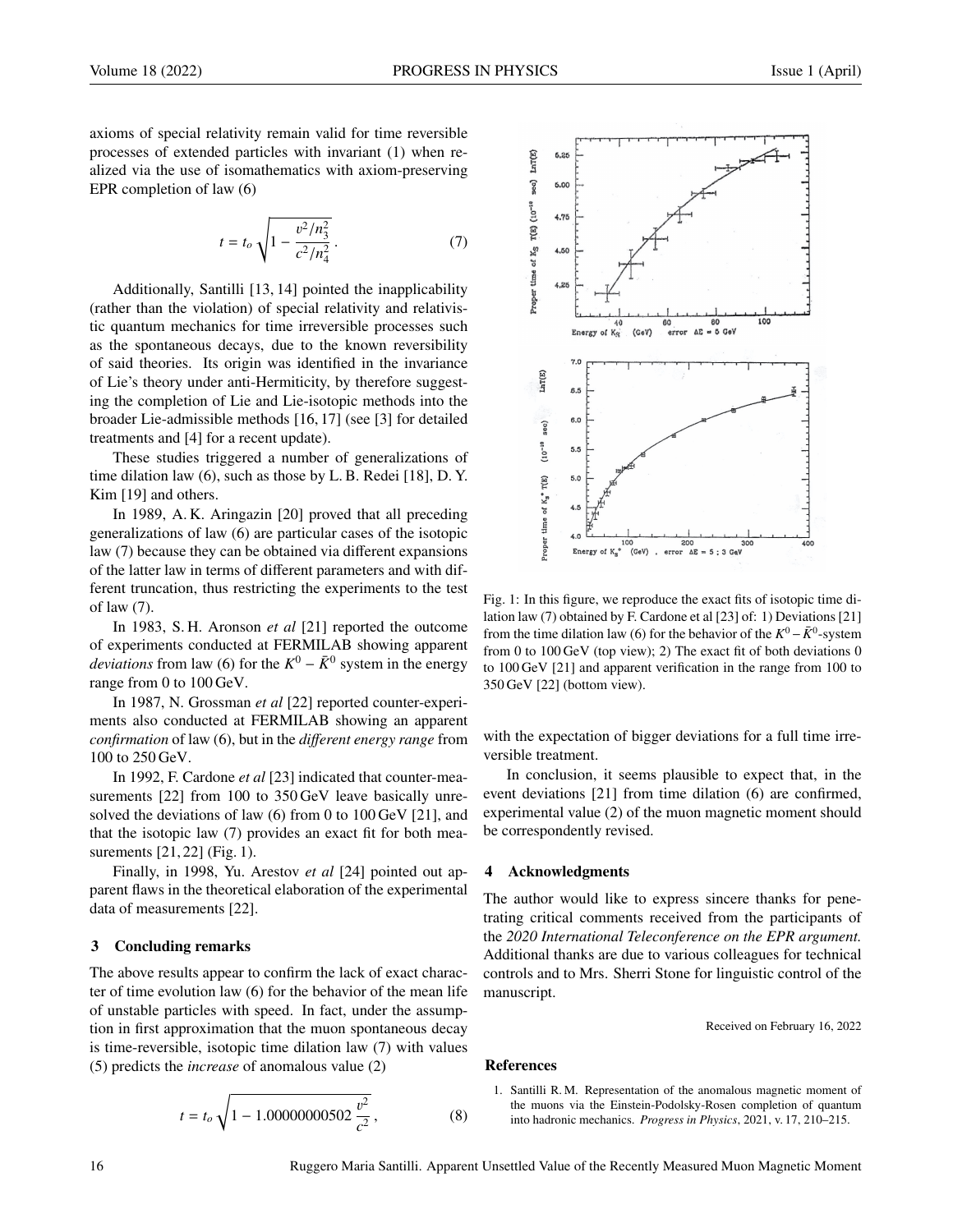axioms of special relativity remain valid for time reversible processes of extended particles with invariant (1) when realized via the use of isomathematics with axiom-preserving EPR completion of law (6)

$$t = t_o \sqrt{1 - \frac{v^2/n_3^2}{c^2/n_4^2}}\,. \tag{7}$$

Additionally, Santilli [13, 14] pointed the inapplicability (rather than the violation) of special relativity and relativistic quantum mechanics for time irreversible processes such as the spontaneous decays, due to the known reversibility of said theories. Its origin was identified in the invariance of Lie's theory under anti-Hermiticity, by therefore suggesting the completion of Lie and Lie-isotopic methods into the broader Lie-admissible methods [16, 17] (see [3] for detailed treatments and [4] for a recent update).

These studies triggered a number of generalizations of time dilation law (6), such as those by L. B. Redei [18], D. Y. Kim [19] and others.

In 1989, A. K. Aringazin [20] proved that all preceding generalizations of law (6) are particular cases of the isotopic law (7) because they can be obtained via different expansions of the latter law in terms of different parameters and with different truncation, thus restricting the experiments to the test of law (7).

In 1983, S. H. Aronson *et al* [21] reported the outcome of experiments conducted at FERMILAB showing apparent *deviations* from law (6) for the $K^0 - \bar{K}^0$ system in the energy range from 0 to 100 GeV.

In 1987, N. Grossman *et al* [22] reported counter-experiments also conducted at FERMILAB showing an apparent *confirmation* of law (6), but in the *different energy range* from 100 to 250 GeV.

In 1992, F. Cardone *et al* [23] indicated that counter-measurements [22] from 100 to 350 GeV leave basically unresolved the deviations of law (6) from 0 to 100 GeV [21], and that the isotopic law (7) provides an exact fit for both measurements [21, 22] (Fig. 1).

Finally, in 1998, Yu. Arestov *et al* [24] pointed out apparent flaws in the theoretical elaboration of the experimental data of measurements [22].

## 3 Concluding remarks

The above results appear to confirm the lack of exact character of time evolution law (6) for the behavior of the mean life of unstable particles with speed. In fact, under the assumption in first approximation that the muon spontaneous decay is time-reversible, isotopic time dilation law (7) with values (5) predicts the *increase* of anomalous value (2)

$$t = t_o \sqrt{1 - 1.00000000502\,\frac{v^2}{c^2}}\,, \tag{8}$$

Fig. 1: In this figure, we reproduce the exact fits of isotopic time dilation law (7) obtained by F. Cardone et al [23] of: 1) Deviations [21] from the time dilation law (6) for the behavior of the $K^0 - \bar{K}^0$-system from 0 to 100 GeV (top view); 2) The exact fit of both deviations 0 to 100 GeV [21] and apparent verification in the range from 100 to 350 GeV [22] (bottom view).

with the expectation of bigger deviations for a full time irreversible treatment.

In conclusion, it seems plausible to expect that, in the event deviations [21] from time dilation (6) are confirmed, experimental value (2) of the muon magnetic moment should be correspondently revised.

## 4 Acknowledgments

The author would like to express sincere thanks for penetrating critical comments received from the participants of the *2020 International Teleconference on the EPR argument.* Additional thanks are due to various colleagues for technical controls and to Mrs. Sherri Stone for linguistic control of the manuscript.

Received on February 16, 2022

## References

1. Santilli R. M. Representation of the anomalous magnetic moment of the muons via the Einstein-Podolsky-Rosen completion of quantum into hadronic mechanics. *Progress in Physics*, 2021, v. 17, 210–215.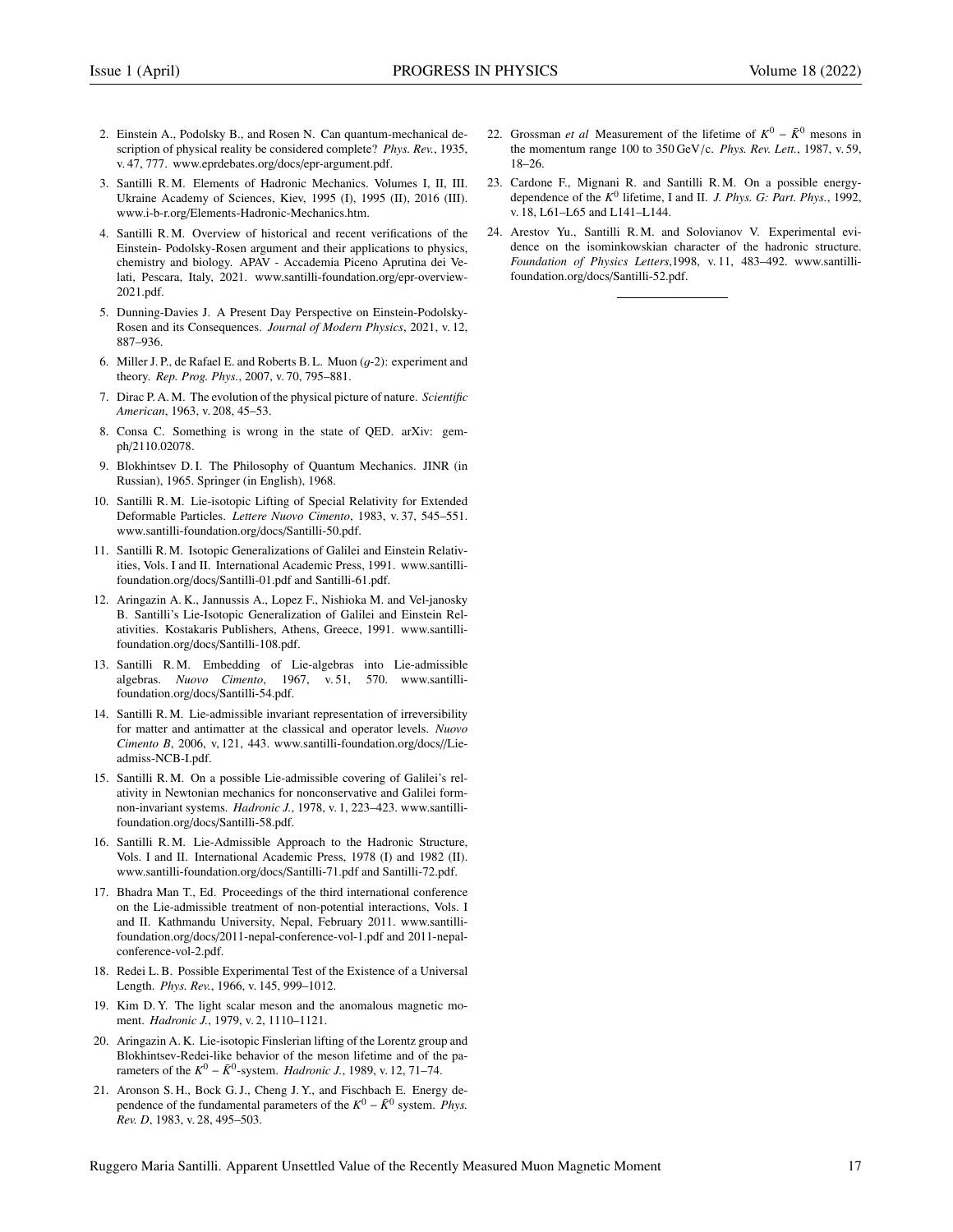2. Einstein A., Podolsky B., and Rosen N. Can quantum-mechanical description of physical reality be considered complete? *Phys. Rev.*, 1935, v. 47, 777. www.eprdebates.org/docs/epr-argument.pdf.
3. Santilli R. M. Elements of Hadronic Mechanics. Volumes I, II, III. Ukraine Academy of Sciences, Kiev, 1995 (I), 1995 (II), 2016 (III). www.i-b-r.org/Elements-Hadronic-Mechanics.htm.
4. Santilli R. M. Overview of historical and recent verifications of the Einstein- Podolsky-Rosen argument and their applications to physics, chemistry and biology. APAV - Accademia Piceno Aprutina dei Velati, Pescara, Italy, 2021. www.santilli-foundation.org/epr-overview-2021.pdf.
5. Dunning-Davies J. A Present Day Perspective on Einstein-Podolsky-Rosen and its Consequences. *Journal of Modern Physics*, 2021, v. 12, 887–936.
6. Miller J. P., de Rafael E. and Roberts B. L. Muon ($g$-2): experiment and theory. *Rep. Prog. Phys.*, 2007, v. 70, 795–881.
7. Dirac P. A. M. The evolution of the physical picture of nature. *Scientific American*, 1963, v. 208, 45–53.
8. Consa C. Something is wrong in the state of QED. arXiv: gem-ph/2110.02078.
9. Blokhintsev D. I. The Philosophy of Quantum Mechanics. JINR (in Russian), 1965. Springer (in English), 1968.
10. Santilli R. M. Lie-isotopic Lifting of Special Relativity for Extended Deformable Particles. *Lettere Nuovo Cimento*, 1983, v. 37, 545–551. www.santilli-foundation.org/docs/Santilli-50.pdf.
11. Santilli R. M. Isotopic Generalizations of Galilei and Einstein Relativities, Vols. I and II. International Academic Press, 1991. www.santilli-foundation.org/docs/Santilli-01.pdf and Santilli-61.pdf.
12. Aringazin A. K., Jannussis A., Lopez F., Nishioka M. and Vel-janosky B. Santilli's Lie-Isotopic Generalization of Galilei and Einstein Relativities. Kostakaris Publishers, Athens, Greece, 1991. www.santilli-foundation.org/docs/Santilli-108.pdf.
13. Santilli R. M. Embedding of Lie-algebras into Lie-admissible algebras. *Nuovo Cimento*, 1967, v. 51, 570. www.santilli-foundation.org/docs/Santilli-54.pdf.
14. Santilli R. M. Lie-admissible invariant representation of irreversibility for matter and antimatter at the classical and operator levels. *Nuovo Cimento B*, 2006, v, 121, 443. www.santilli-foundation.org/docs//Lie-admiss-NCB-I.pdf.
15. Santilli R. M. On a possible Lie-admissible covering of Galilei's relativity in Newtonian mechanics for nonconservative and Galilei form-non-invariant systems. *Hadronic J.*, 1978, v. 1, 223–423. www.santilli-foundation.org/docs/Santilli-58.pdf.
16. Santilli R. M. Lie-Admissible Approach to the Hadronic Structure, Vols. I and II. International Academic Press, 1978 (I) and 1982 (II). www.santilli-foundation.org/docs/Santilli-71.pdf and Santilli-72.pdf.
17. Bhadra Man T., Ed. Proceedings of the third international conference on the Lie-admissible treatment of non-potential interactions, Vols. I and II. Kathmandu University, Nepal, February 2011. www.santilli-foundation.org/docs/2011-nepal-conference-vol-1.pdf and 2011-nepal-conference-vol-2.pdf.
18. Redei L. B. Possible Experimental Test of the Existence of a Universal Length. *Phys. Rev.*, 1966, v. 145, 999–1012.
19. Kim D. Y. The light scalar meson and the anomalous magnetic moment. *Hadronic J.*, 1979, v. 2, 1110–1121.
20. Aringazin A. K. Lie-isotopic Finslerian lifting of the Lorentz group and Blokhintsev-Redei-like behavior of the meson lifetime and of the parameters of the $K^0 - \bar{K}^0$-system. *Hadronic J.*, 1989, v. 12, 71–74.
21. Aronson S. H., Bock G. J., Cheng J. Y., and Fischbach E. Energy dependence of the fundamental parameters of the $K^0 - \bar{K}^0$ system. *Phys. Rev. D*, 1983, v. 28, 495–503.
22. Grossman *et al* Measurement of the lifetime of $K^0 - \bar{K}^0$ mesons in the momentum range 100 to 350 GeV/c. *Phys. Rev. Lett.*, 1987, v. 59, 18–26.
23. Cardone F., Mignani R. and Santilli R. M. On a possible energy-dependence of the $K^0$ lifetime, I and II. *J. Phys. G: Part. Phys.*, 1992, v. 18, L61–L65 and L141–L144.
24. Arestov Yu., Santilli R. M. and Solovianov V. Experimental evidence on the isominkowskian character of the hadronic structure. *Foundation of Physics Letters*,1998, v. 11, 483–492. www.santilli-foundation.org/docs/Santilli-52.pdf.